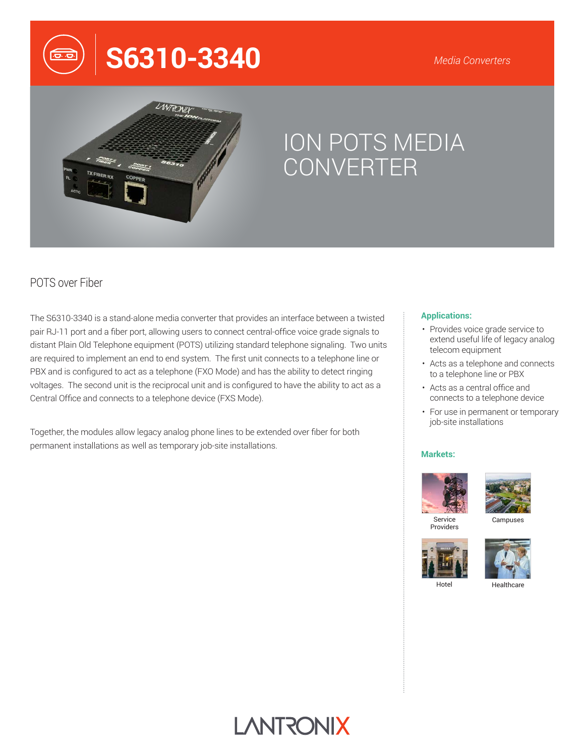# S6310-3340

*Media Converters*

## ION POTS MEDIA CONVERTER

### POTS over Fiber

The S6310-3340 is a stand-alone media converter that provides an interface between a twisted pair RJ-11 port and a fiber port, allowing users to connect central-office voice grade signals to distant Plain Old Telephone equipment (POTS) utilizing standard telephone signaling. Two units are required to implement an end to end system. The first unit connects to a telephone line or PBX and is configured to act as a telephone (FXO Mode) and has the ability to detect ringing voltages. The second unit is the reciprocal unit and is configured to have the ability to act as a Central Office and connects to a telephone device (FXS Mode).

Together, the modules allow legacy analog phone lines to be extended over fiber for both permanent installations as well as temporary job-site installations.

**Applications:**

- Provides voice grade service to extend useful life of legacy analog telecom equipment
- Acts as a telephone and connects to a telephone line or PBX
- Acts as a central office and connects to a telephone device
- For use in permanent or temporary job-site installations

**Markets:**

Service Providers

Campuses

Hotel

Healthcare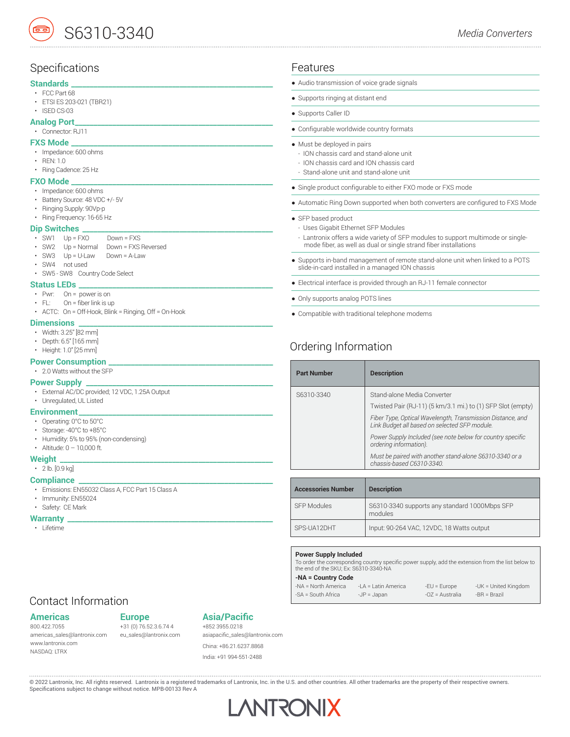# S6310-3340

Media Converters

## Specifications

### Standards

- FCC Part 68
- ETSI ES 203-021 (TBR21)
- ISED CS-03

### Analog Port

- Connector: RJ11

### FXS Mode

- Impedance: 600 ohms
- REN: 1.0
- Ring Cadence: 25 Hz

### FXO Mode

- Impedance: 600 ohms
- Battery Source: 48 VDC +/- 5V
- Ringing Supply: 90Vp-p
- Ring Frequency: 16-65 Hz

### Dip Switches

- SW1 Up = FXO Down = FXS
- SW2 Up = Normal Down = FXS Reversed
- SW3 Up = U-Law Down = A-Law
- SW4 not used
- SW5 - SW8 Country Code Select

### Status LEDs

- Pwr: On = power is on
- FL: On = fiber link is up
- ACTC: On = Off-Hook, Blink = Ringing, Off = On-Hook

### Dimensions

- Width: 3.25" [82 mm]
- Depth: 6.5" [165 mm]
- Height: 1.0" [25 mm]

### Power Consumption

- 2.0 Watts without the SFP

### Power Supply

- External AC/DC provided; 12 VDC, 1.25A Output
- Unregulated, UL Listed

### Environment

- Operating: 0°C to 50°C
- Storage: -40°C to +85°C
- Humidity: 5% to 95% (non-condensing)
- Altitude: 0 – 10,000 ft.

### Weight

- 2 lb. [0.9 kg]

### Compliance

- Emissions: EN55032 Class A, FCC Part 15 Class A
- Immunity: EN55024
- Safety: CE Mark

### Warranty

- Lifetime

## Features

- Audio transmission of voice grade signals
- Supports ringing at distant end
- Supports Caller ID
- Configurable worldwide country formats
- Must be deployed in pairs
  - ION chassis card and stand-alone unit
  - ION chassis card and ION chassis card
  - Stand-alone unit and stand-alone unit
- Single product configurable to either FXO mode or FXS mode
- Automatic Ring Down supported when both converters are configured to FXS Mode
- SFP based product
  - Uses Gigabit Ethernet SFP Modules
  - Lantronix offers a wide variety of SFP modules to support multimode or single-mode fiber, as well as dual or single strand fiber installations
- Supports in-band management of remote stand-alone unit when linked to a POTS slide-in-card installed in a managed ION chassis
- Electrical interface is provided through an RJ-11 female connector
- Only supports analog POTS lines
- Compatible with traditional telephone modems

## Ordering Information

| Part Number | Description |
|---|---|
| S6310-3340 | Stand-alone Media Converter<br>Twisted Pair (RJ-11) (5 km/3.1 mi.) to (1) SFP Slot (empty)<br>*Fiber Type, Optical Wavelength, Transmission Distance, and Link Budget all based on selected SFP module.*<br>*Power Supply Included (see note below for country specific ordering information).*<br>*Must be paired with another stand-alone S6310-3340 or a chassis-based C6310-3340.* |

| Accessories Number | Description |
|---|---|
| SFP Modules | S6310-3340 supports any standard 1000Mbps SFP modules |
| SPS-UA12DHT | Input: 90-264 VAC, 12VDC, 18 Watts output |

**Power Supply Included**

To order the corresponding country specific power supply, add the extension from the list below to the end of the SKU; Ex: S6310-3340-NA

**-NA = Country Code**

| | | | |
|---|---|---|---|
| -NA = North America | -LA = Latin America | -EU = Europe | -UK = United Kingdom |
| -SA = South Africa | -JP = Japan | -OZ = Australia | -BR = Brazil |

## Contact Information

**Americas**
800.422.7055
americas_sales@lantronix.com
www.lantronix.com
NASDAQ: LTRX

**Europe**
+31 (0) 76.52.3.6.74 4
eu_sales@lantronix.com

**Asia/Pacific**
+852 3955.0218
asiapacific_sales@lantronix.com
China: +86.21.6237.8868
India: +91 994-551-2488

© 2022 Lantronix, Inc. All rights reserved. Lantronix is a registered trademarks of Lantronix, Inc. in the U.S. and other countries. All other trademarks are the property of their respective owners. Specifications subject to change without notice. MPB-00133 Rev A

LANTRONIX